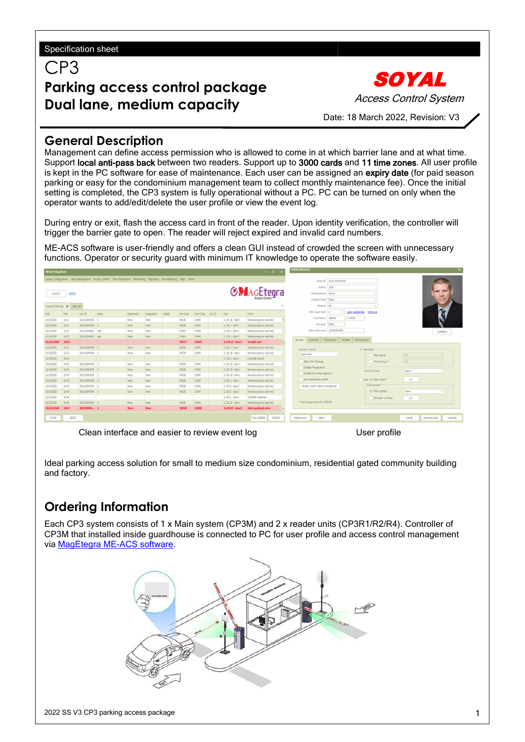Specification sheet

# CP3

## Parking access control package
## Dual lane, medium capacity

**SOYAL**
*Access Control System*

Date: 18 March 2022, Revision: V3

## General Description

Management can define access permission who is allowed to come in at which barrier lane and at what time. Support local anti-pass back between two readers. Support up to 3000 cards and 11 time zones. All user profile is kept in the PC software for ease of maintenance. Each user can be assigned an expiry date (for paid season parking or easy for the condominium management team to collect monthly maintenance fee). Once the initial setting is completed, the CP3 system is fully operational without a PC. PC can be turned on only when the operator wants to add/edit/delete the user profile or view the event log.

During entry or exit, flash the access card in front of the reader. Upon identity verification, the controller will trigger the barrier gate to open. The reader will reject expired and invalid card numbers.

ME-ACS software is user-friendly and offers a clean GUI instead of crowded the screen with unnecessary functions. Operator or security guard with minimum IT knowledge to operate the software easily.

Clean interface and easier to review event log

User profile

Ideal parking access solution for small to medium size condominium, residential gated community building and factory.

## Ordering Information

Each CP3 system consists of 1 x Main system (CP3M) and 2 x reader units (CP3R1/R2/R4). Controller of CP3M that installed inside guardhouse is connected to PC for user profile and access control management via [MagEtegra ME-ACS software](#).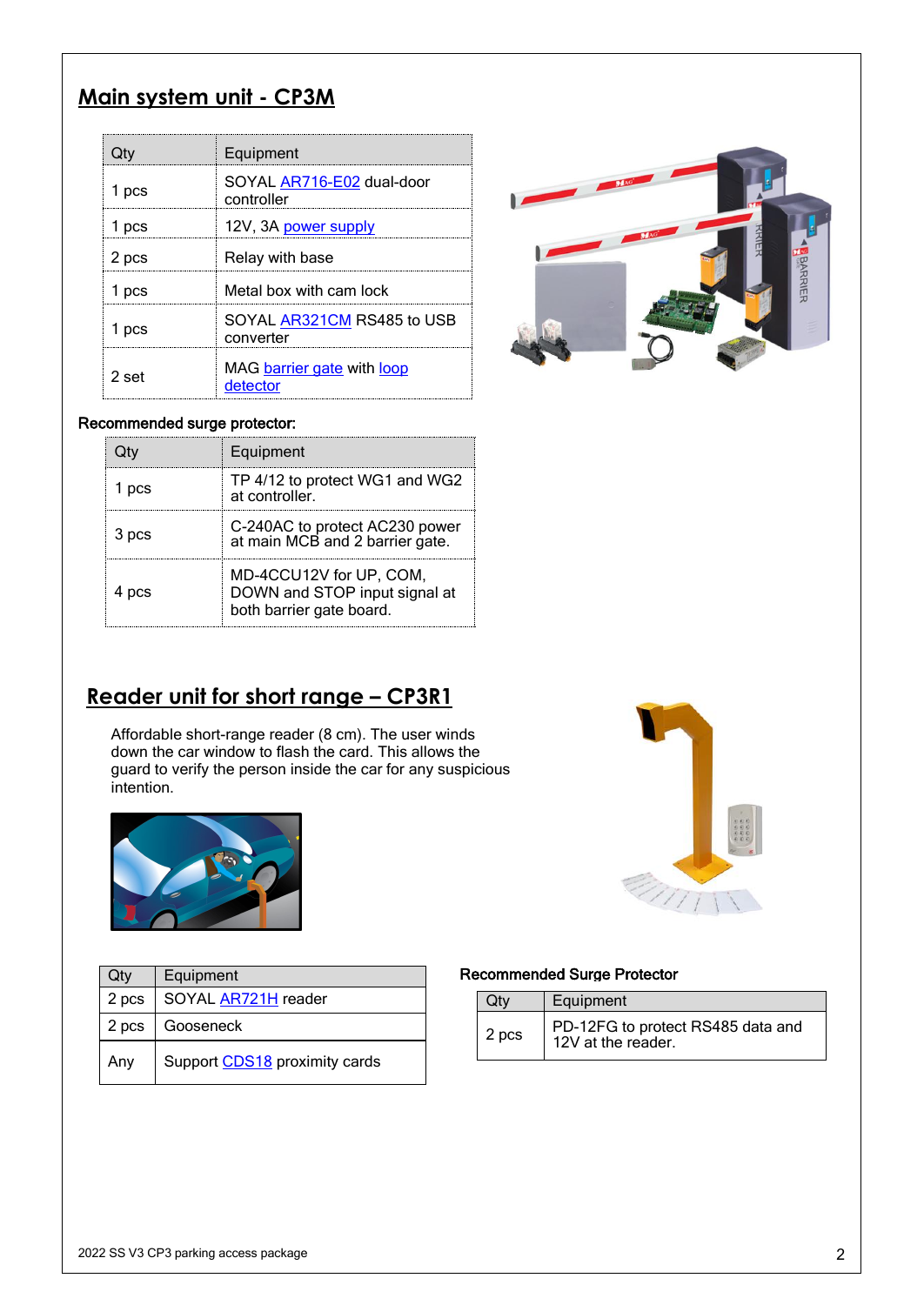## Main system unit - CP3M

| Qty | Equipment |
|---|---|
| 1 pcs | SOYAL AR716-E02 dual-door controller |
| 1 pcs | 12V, 3A power supply |
| 2 pcs | Relay with base |
| 1 pcs | Metal box with cam lock |
| 1 pcs | SOYAL AR321CM RS485 to USB converter |
| 2 set | MAG barrier gate with loop detector |

Recommended surge protector:

| Qty | Equipment |
|---|---|
| 1 pcs | TP 4/12 to protect WG1 and WG2 at controller. |
| 3 pcs | C-240AC to protect AC230 power at main MCB and 2 barrier gate. |
| 4 pcs | MD-4CCU12V for UP, COM, DOWN and STOP input signal at both barrier gate board. |

## Reader unit for short range – CP3R1

Affordable short-range reader (8 cm). The user winds down the car window to flash the card. This allows the guard to verify the person inside the car for any suspicious intention.

| Qty | Equipment |
|---|---|
| 2 pcs | SOYAL AR721H reader |
| 2 pcs | Gooseneck |
| Any | Support CDS18 proximity cards |

Recommended Surge Protector

| Qty | Equipment |
|---|---|
| 2 pcs | PD-12FG to protect RS485 data and 12V at the reader. |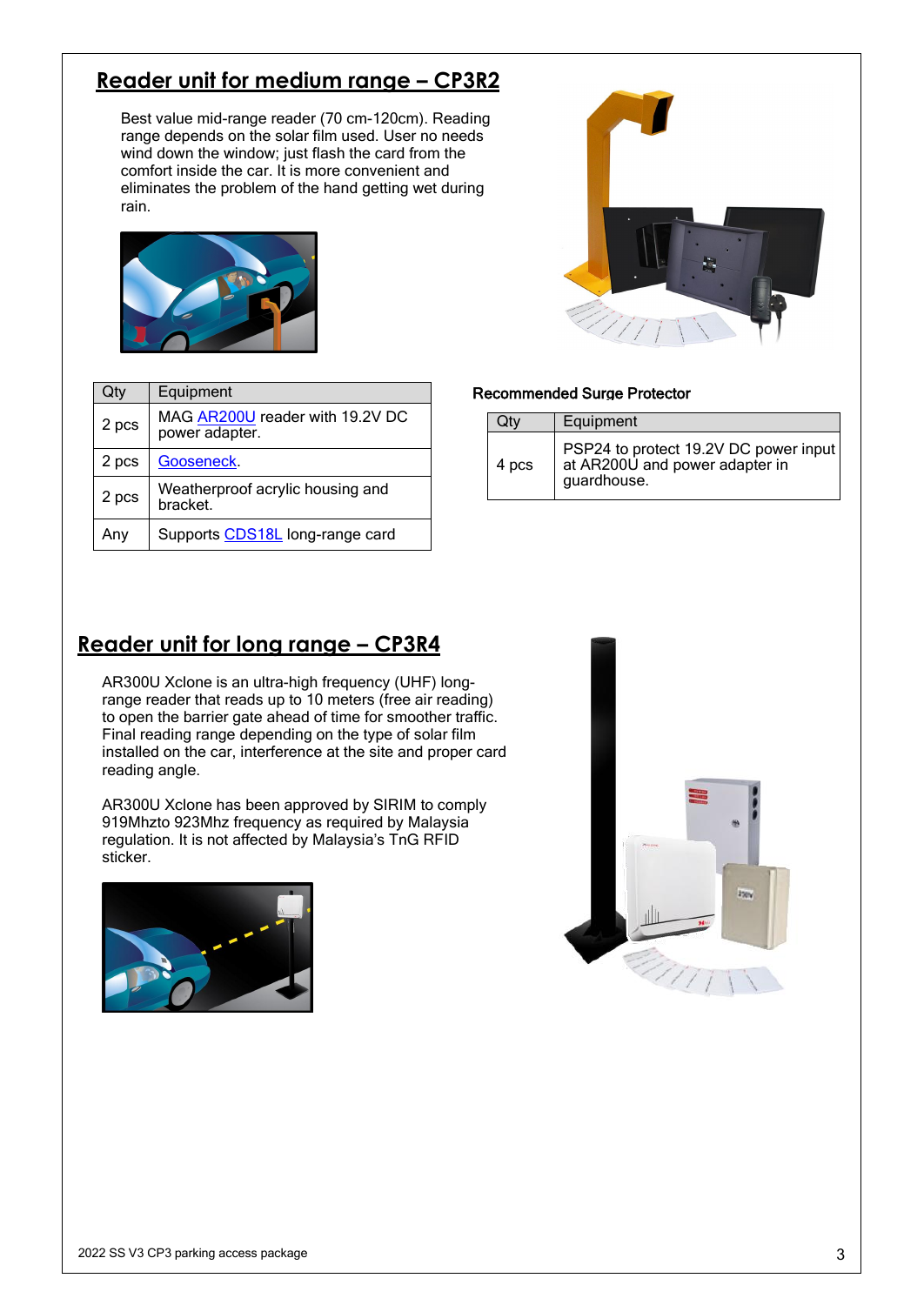## Reader unit for medium range – CP3R2

Best value mid-range reader (70 cm-120cm). Reading range depends on the solar film used. User no needs wind down the window; just flash the card from the comfort inside the car. It is more convenient and eliminates the problem of the hand getting wet during rain.

| Qty | Equipment |
| --- | --- |
| 2 pcs | MAG AR200U reader with 19.2V DC power adapter. |
| 2 pcs | Gooseneck. |
| 2 pcs | Weatherproof acrylic housing and bracket. |
| Any | Supports CDS18L long-range card |

**Recommended Surge Protector**

| Qty | Equipment |
| --- | --- |
| 4 pcs | PSP24 to protect 19.2V DC power input at AR200U and power adapter in guardhouse. |

## Reader unit for long range – CP3R4

AR300U Xclone is an ultra-high frequency (UHF) long-range reader that reads up to 10 meters (free air reading) to open the barrier gate ahead of time for smoother traffic. Final reading range depending on the type of solar film installed on the car, interference at the site and proper card reading angle.

AR300U Xclone has been approved by SIRIM to comply 919Mhzto 923Mhz frequency as required by Malaysia regulation. It is not affected by Malaysia's TnG RFID sticker.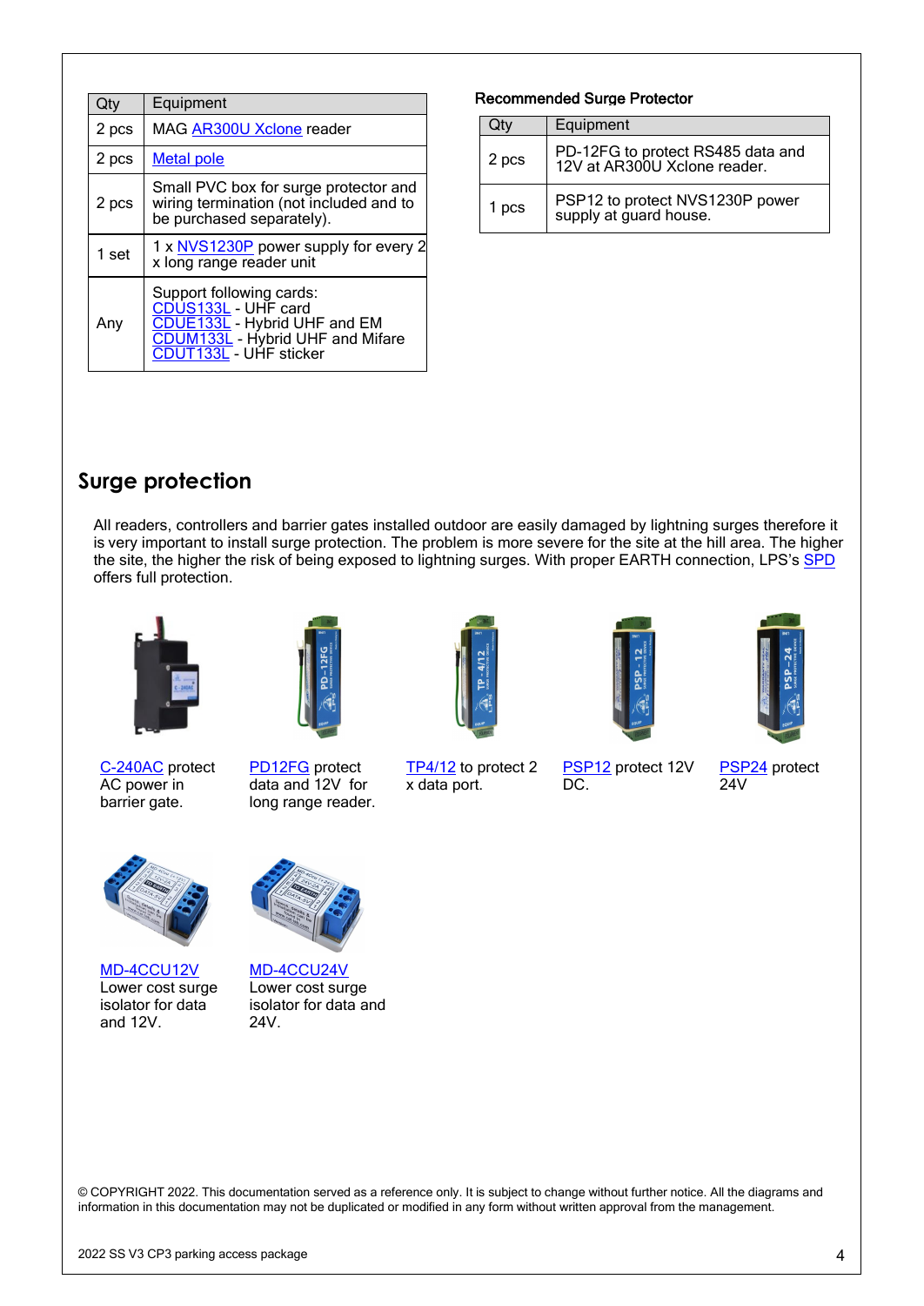| Qty | Equipment |
| --- | --- |
| 2 pcs | MAG AR300U Xclone reader |
| 2 pcs | Metal pole |
| 2 pcs | Small PVC box for surge protector and wiring termination (not included and to be purchased separately). |
| 1 set | 1 x NVS1230P power supply for every 2 x long range reader unit |
| Any | Support following cards:<br>CDUS133L - UHF card<br>CDUE133L - Hybrid UHF and EM<br>CDUM133L - Hybrid UHF and Mifare<br>CDUT133L - UHF sticker |

**Recommended Surge Protector**

| Qty | Equipment |
| --- | --- |
| 2 pcs | PD-12FG to protect RS485 data and 12V at AR300U Xclone reader. |
| 1 pcs | PSP12 to protect NVS1230P power supply at guard house. |

## Surge protection

All readers, controllers and barrier gates installed outdoor are easily damaged by lightning surges therefore it is very important to install surge protection. The problem is more severe for the site at the hill area. The higher the site, the higher the risk of being exposed to lightning surges. With proper EARTH connection, LPS's SPD offers full protection.

C-240AC protect AC power in barrier gate.

PD12FG protect data and 12V for long range reader.

TP4/12 to protect 2 x data port.

PSP12 protect 12V DC.

PSP24 protect 24V

MD-4CCU12V Lower cost surge isolator for data and 12V.

MD-4CCU24V Lower cost surge isolator for data and 24V.

© COPYRIGHT 2022. This documentation served as a reference only. It is subject to change without further notice. All the diagrams and information in this documentation may not be duplicated or modified in any form without written approval from the management.